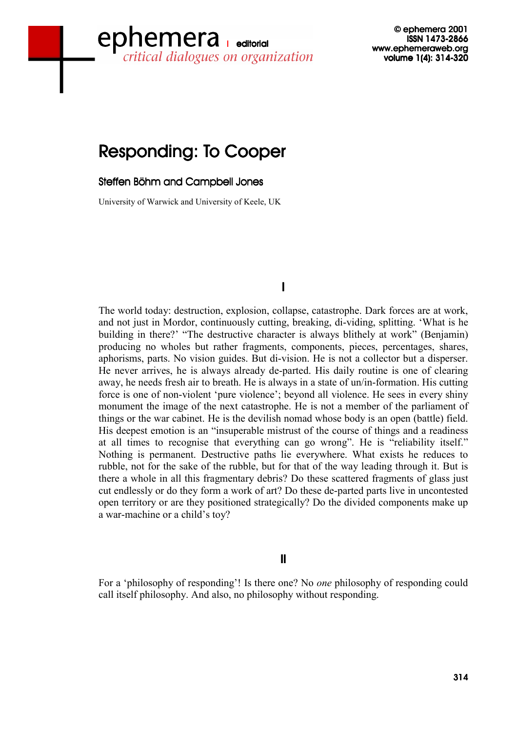# Responding: To Cooper

## Steffen Böhm and Campbell Jones

University of Warwick and University of Keele, UK

### I

The world today: destruction, explosion, collapse, catastrophe. Dark forces are at work, and not just in Mordor, continuously cutting, breaking, di-viding, splitting. 'What is he building in there?' "The destructive character is always blithely at work" (Benjamin) producing no wholes but rather fragments, components, pieces, percentages, shares, aphorisms, parts. No vision guides. But di-vision. He is not a collector but a disperser. He never arrives, he is always already de-parted. His daily routine is one of clearing away, he needs fresh air to breath. He is always in a state of un/in-formation. His cutting force is one of non-violent 'pure violence'; beyond all violence. He sees in every shiny monument the image of the next catastrophe. He is not a member of the parliament of things or the war cabinet. He is the devilish nomad whose body is an open (battle) field. His deepest emotion is an "insuperable mistrust of the course of things and a readiness at all times to recognise that everything can go wrong". He is "reliability itself." Nothing is permanent. Destructive paths lie everywhere. What exists he reduces to rubble, not for the sake of the rubble, but for that of the way leading through it. But is there a whole in all this fragmentary debris? Do these scattered fragments of glass just cut endlessly or do they form a work of art? Do these de-parted parts live in uncontested open territory or are they positioned strategically? Do the divided components make up a war-machine or a child's toy?

### II

For a 'philosophy of responding'! Is there one? No *one* philosophy of responding could call itself philosophy. And also, no philosophy without responding.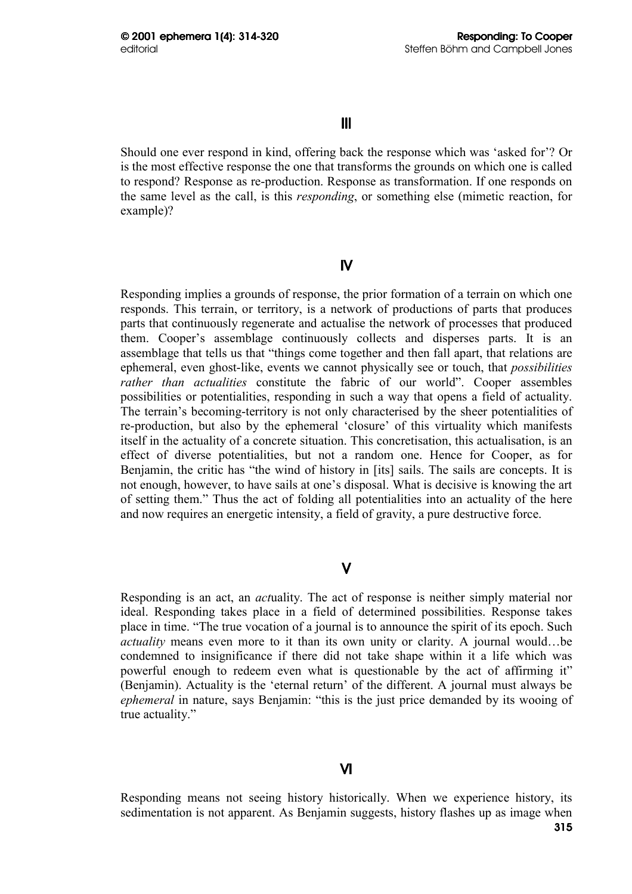## III

Should one ever respond in kind, offering back the response which was 'asked for'? Or is the most effective response the one that transforms the grounds on which one is called to respond? Response as re-production. Response as transformation. If one responds on the same level as the call, is this *responding*, or something else (mimetic reaction, for example)?

## IV

Responding implies a grounds of response, the prior formation of a terrain on which one responds. This terrain, or territory, is a network of productions of parts that produces parts that continuously regenerate and actualise the network of processes that produced them. Cooper's assemblage continuously collects and disperses parts. It is an assemblage that tells us that "things come together and then fall apart, that relations are ephemeral, even ghost-like, events we cannot physically see or touch, that *possibilities rather than actualities* constitute the fabric of our world". Cooper assembles possibilities or potentialities, responding in such a way that opens a field of actuality. The terrain's becoming-territory is not only characterised by the sheer potentialities of re-production, but also by the ephemeral 'closure' of this virtuality which manifests itself in the actuality of a concrete situation. This concretisation, this actualisation, is an effect of diverse potentialities, but not a random one. Hence for Cooper, as for Benjamin, the critic has "the wind of history in [its] sails. The sails are concepts. It is not enough, however, to have sails at one's disposal. What is decisive is knowing the art of setting them." Thus the act of folding all potentialities into an actuality of the here and now requires an energetic intensity, a field of gravity, a pure destructive force.

## V

Responding is an act, an *act*uality. The act of response is neither simply material nor ideal. Responding takes place in a field of determined possibilities. Response takes place in time. "The true vocation of a journal is to announce the spirit of its epoch. Such *actuality* means even more to it than its own unity or clarity. A journal would…be condemned to insignificance if there did not take shape within it a life which was powerful enough to redeem even what is questionable by the act of affirming it" (Benjamin). Actuality is the 'eternal return' of the different. A journal must always be *ephemeral* in nature, says Benjamin: "this is the just price demanded by its wooing of true actuality."

## VI

Responding means not seeing history historically. When we experience history, its sedimentation is not apparent. As Benjamin suggests, history flashes up as image when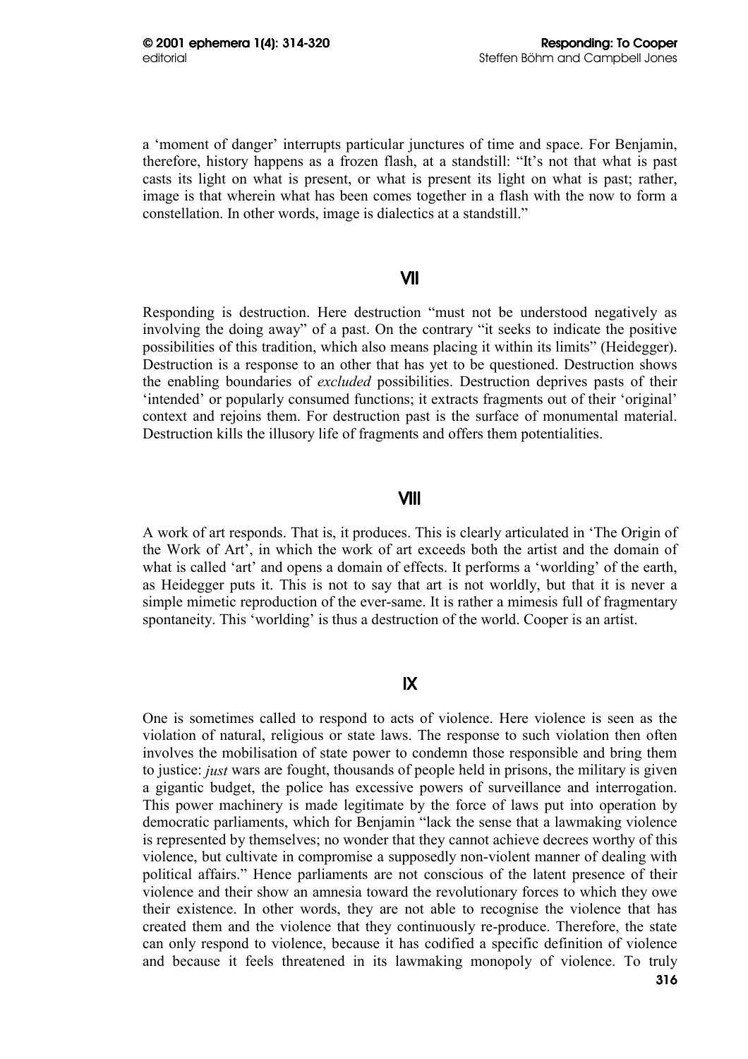a 'moment of danger' interrupts particular junctures of time and space. For Benjamin, therefore, history happens as a frozen flash, at a standstill: "It's not that what is past casts its light on what is present, or what is present its light on what is past; rather, image is that wherein what has been comes together in a flash with the now to form a constellation. In other words, image is dialectics at a standstill."

## VII

Responding is destruction. Here destruction "must not be understood negatively as involving the doing away" of a past. On the contrary "it seeks to indicate the positive possibilities of this tradition, which also means placing it within its limits" (Heidegger). Destruction is a response to an other that has yet to be questioned. Destruction shows the enabling boundaries of *excluded* possibilities. Destruction deprives pasts of their 'intended' or popularly consumed functions; it extracts fragments out of their 'original' context and rejoins them. For destruction past is the surface of monumental material. Destruction kills the illusory life of fragments and offers them potentialities.

## VIII

A work of art responds. That is, it produces. This is clearly articulated in 'The Origin of the Work of Art', in which the work of art exceeds both the artist and the domain of what is called 'art' and opens a domain of effects. It performs a 'worlding' of the earth, as Heidegger puts it. This is not to say that art is not worldly, but that it is never a simple mimetic reproduction of the ever-same. It is rather a mimesis full of fragmentary spontaneity. This 'worlding' is thus a destruction of the world. Cooper is an artist.

## IX

One is sometimes called to respond to acts of violence. Here violence is seen as the violation of natural, religious or state laws. The response to such violation then often involves the mobilisation of state power to condemn those responsible and bring them to justice: *just* wars are fought, thousands of people held in prisons, the military is given a gigantic budget, the police has excessive powers of surveillance and interrogation. This power machinery is made legitimate by the force of laws put into operation by democratic parliaments, which for Benjamin "lack the sense that a lawmaking violence is represented by themselves; no wonder that they cannot achieve decrees worthy of this violence, but cultivate in compromise a supposedly non-violent manner of dealing with political affairs." Hence parliaments are not conscious of the latent presence of their violence and their show an amnesia toward the revolutionary forces to which they owe their existence. In other words, they are not able to recognise the violence that has created them and the violence that they continuously re-produce. Therefore, the state can only respond to violence, because it has codified a specific definition of violence and because it feels threatened in its lawmaking monopoly of violence. To truly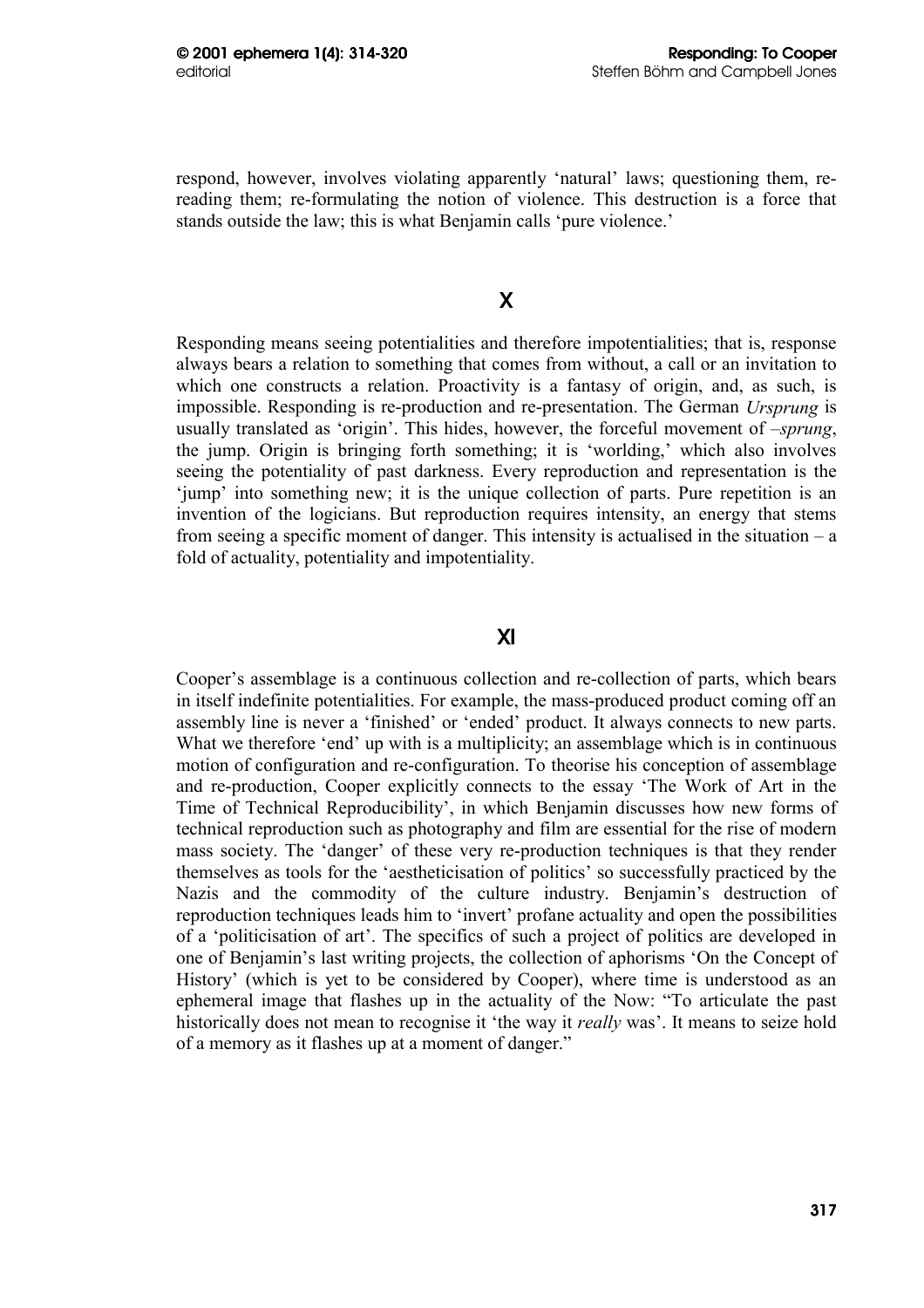respond, however, involves violating apparently 'natural' laws; questioning them, re-reading them; re-formulating the notion of violence. This destruction is a force that stands outside the law; this is what Benjamin calls 'pure violence.'

## X

Responding means seeing potentialities and therefore impotentialities; that is, response always bears a relation to something that comes from without, a call or an invitation to which one constructs a relation. Proactivity is a fantasy of origin, and, as such, is impossible. Responding is re-production and re-presentation. The German *Ursprung* is usually translated as 'origin'. This hides, however, the forceful movement of *–sprung*, the jump. Origin is bringing forth something; it is 'worlding,' which also involves seeing the potentiality of past darkness. Every reproduction and representation is the 'jump' into something new; it is the unique collection of parts. Pure repetition is an invention of the logicians. But reproduction requires intensity, an energy that stems from seeing a specific moment of danger. This intensity is actualised in the situation – a fold of actuality, potentiality and impotentiality.

## XI

Cooper's assemblage is a continuous collection and re-collection of parts, which bears in itself indefinite potentialities. For example, the mass-produced product coming off an assembly line is never a 'finished' or 'ended' product. It always connects to new parts. What we therefore 'end' up with is a multiplicity; an assemblage which is in continuous motion of configuration and re-configuration. To theorise his conception of assemblage and re-production, Cooper explicitly connects to the essay 'The Work of Art in the Time of Technical Reproducibility', in which Benjamin discusses how new forms of technical reproduction such as photography and film are essential for the rise of modern mass society. The 'danger' of these very re-production techniques is that they render themselves as tools for the 'aestheticisation of politics' so successfully practiced by the Nazis and the commodity of the culture industry. Benjamin's destruction of reproduction techniques leads him to 'invert' profane actuality and open the possibilities of a 'politicisation of art'. The specifics of such a project of politics are developed in one of Benjamin's last writing projects, the collection of aphorisms 'On the Concept of History' (which is yet to be considered by Cooper), where time is understood as an ephemeral image that flashes up in the actuality of the Now: "To articulate the past historically does not mean to recognise it 'the way it *really* was'. It means to seize hold of a memory as it flashes up at a moment of danger."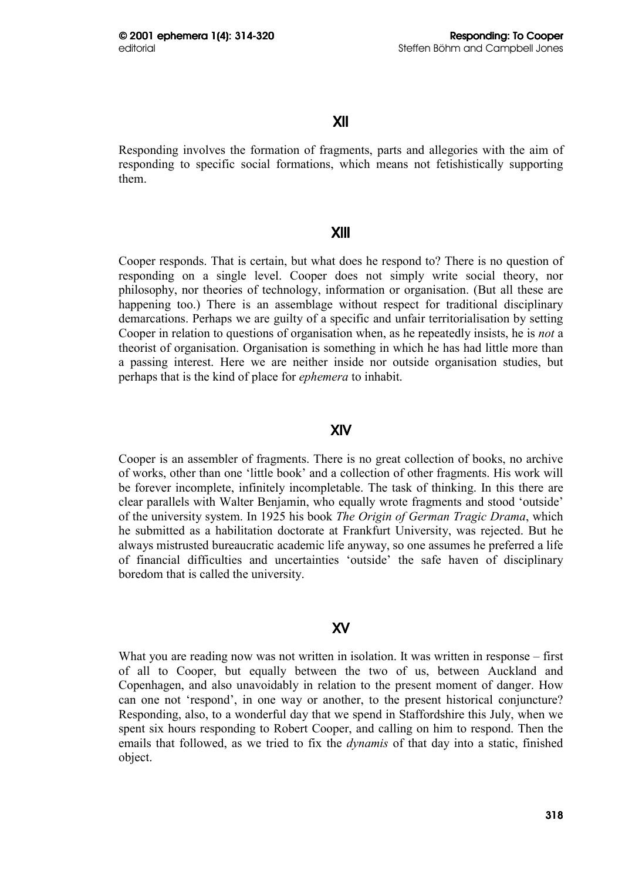## XII

Responding involves the formation of fragments, parts and allegories with the aim of responding to specific social formations, which means not fetishistically supporting them.

## XIII

Cooper responds. That is certain, but what does he respond to? There is no question of responding on a single level. Cooper does not simply write social theory, nor philosophy, nor theories of technology, information or organisation. (But all these are happening too.) There is an assemblage without respect for traditional disciplinary demarcations. Perhaps we are guilty of a specific and unfair territorialisation by setting Cooper in relation to questions of organisation when, as he repeatedly insists, he is *not* a theorist of organisation. Organisation is something in which he has had little more than a passing interest. Here we are neither inside nor outside organisation studies, but perhaps that is the kind of place for *ephemera* to inhabit.

## XIV

Cooper is an assembler of fragments. There is no great collection of books, no archive of works, other than one 'little book' and a collection of other fragments. His work will be forever incomplete, infinitely incompletable. The task of thinking. In this there are clear parallels with Walter Benjamin, who equally wrote fragments and stood 'outside' of the university system. In 1925 his book *The Origin of German Tragic Drama*, which he submitted as a habilitation doctorate at Frankfurt University, was rejected. But he always mistrusted bureaucratic academic life anyway, so one assumes he preferred a life of financial difficulties and uncertainties 'outside' the safe haven of disciplinary boredom that is called the university.

## XV

What you are reading now was not written in isolation. It was written in response – first of all to Cooper, but equally between the two of us, between Auckland and Copenhagen, and also unavoidably in relation to the present moment of danger. How can one not 'respond', in one way or another, to the present historical conjuncture? Responding, also, to a wonderful day that we spend in Staffordshire this July, when we spent six hours responding to Robert Cooper, and calling on him to respond. Then the emails that followed, as we tried to fix the *dynamis* of that day into a static, finished object.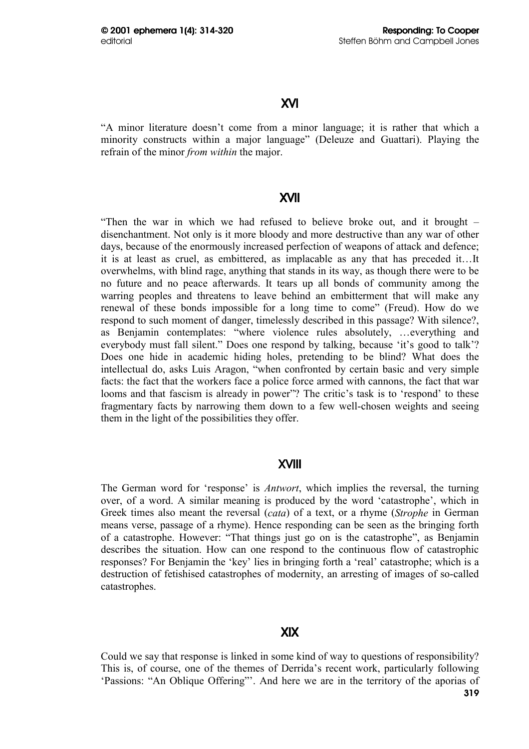## XVI

"A minor literature doesn't come from a minor language; it is rather that which a minority constructs within a major language" (Deleuze and Guattari). Playing the refrain of the minor *from within* the major.

## XVII

"Then the war in which we had refused to believe broke out, and it brought – disenchantment. Not only is it more bloody and more destructive than any war of other days, because of the enormously increased perfection of weapons of attack and defence; it is at least as cruel, as embittered, as implacable as any that has preceded it…It overwhelms, with blind rage, anything that stands in its way, as though there were to be no future and no peace afterwards. It tears up all bonds of community among the warring peoples and threatens to leave behind an embitterment that will make any renewal of these bonds impossible for a long time to come" (Freud). How do we respond to such moment of danger, timelessly described in this passage? With silence?, as Benjamin contemplates: "where violence rules absolutely, …everything and everybody must fall silent." Does one respond by talking, because 'it's good to talk'? Does one hide in academic hiding holes, pretending to be blind? What does the intellectual do, asks Luis Aragon, "when confronted by certain basic and very simple facts: the fact that the workers face a police force armed with cannons, the fact that war looms and that fascism is already in power"? The critic's task is to 'respond' to these fragmentary facts by narrowing them down to a few well-chosen weights and seeing them in the light of the possibilities they offer.

## XVIII

The German word for 'response' is *Antwort*, which implies the reversal, the turning over, of a word. A similar meaning is produced by the word 'catastrophe', which in Greek times also meant the reversal (*cata*) of a text, or a rhyme (*Strophe* in German means verse, passage of a rhyme). Hence responding can be seen as the bringing forth of a catastrophe. However: "That things just go on is the catastrophe", as Benjamin describes the situation. How can one respond to the continuous flow of catastrophic responses? For Benjamin the 'key' lies in bringing forth a 'real' catastrophe; which is a destruction of fetishised catastrophes of modernity, an arresting of images of so-called catastrophes.

## XIX

Could we say that response is linked in some kind of way to questions of responsibility? This is, of course, one of the themes of Derrida's recent work, particularly following 'Passions: "An Oblique Offering"'. And here we are in the territory of the aporias of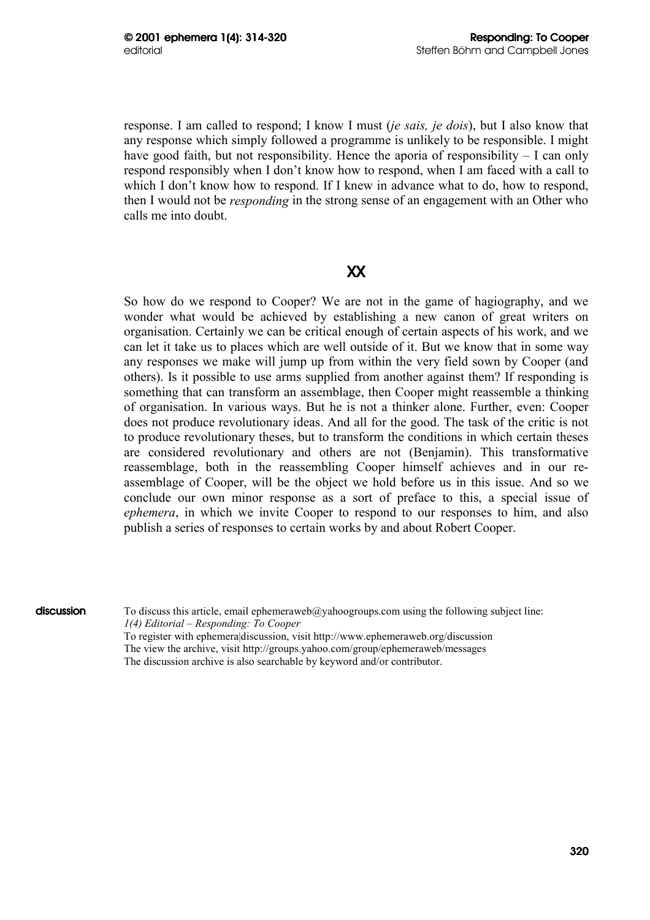response. I am called to respond; I know I must (*je sais, je dois*), but I also know that any response which simply followed a programme is unlikely to be responsible. I might have good faith, but not responsibility. Hence the aporia of responsibility – I can only respond responsibly when I don't know how to respond, when I am faced with a call to which I don't know how to respond. If I knew in advance what to do, how to respond, then I would not be *responding* in the strong sense of an engagement with an Other who calls me into doubt.

## XX

So how do we respond to Cooper? We are not in the game of hagiography, and we wonder what would be achieved by establishing a new canon of great writers on organisation. Certainly we can be critical enough of certain aspects of his work, and we can let it take us to places which are well outside of it. But we know that in some way any responses we make will jump up from within the very field sown by Cooper (and others). Is it possible to use arms supplied from another against them? If responding is something that can transform an assemblage, then Cooper might reassemble a thinking of organisation. In various ways. But he is not a thinker alone. Further, even: Cooper does not produce revolutionary ideas. And all for the good. The task of the critic is not to produce revolutionary theses, but to transform the conditions in which certain theses are considered revolutionary and others are not (Benjamin). This transformative reassemblage, both in the reassembling Cooper himself achieves and in our re-assemblage of Cooper, will be the object we hold before us in this issue. And so we conclude our own minor response as a sort of preface to this, a special issue of *ephemera*, in which we invite Cooper to respond to our responses to him, and also publish a series of responses to certain works by and about Robert Cooper.

**discussion**

To discuss this article, email ephemeraweb@yahoogroups.com using the following subject line:
*1(4) Editorial – Responding: To Cooper*
To register with ephemera|discussion, visit http://www.ephemeraweb.org/discussion
The view the archive, visit http://groups.yahoo.com/group/ephemeraweb/messages
The discussion archive is also searchable by keyword and/or contributor.